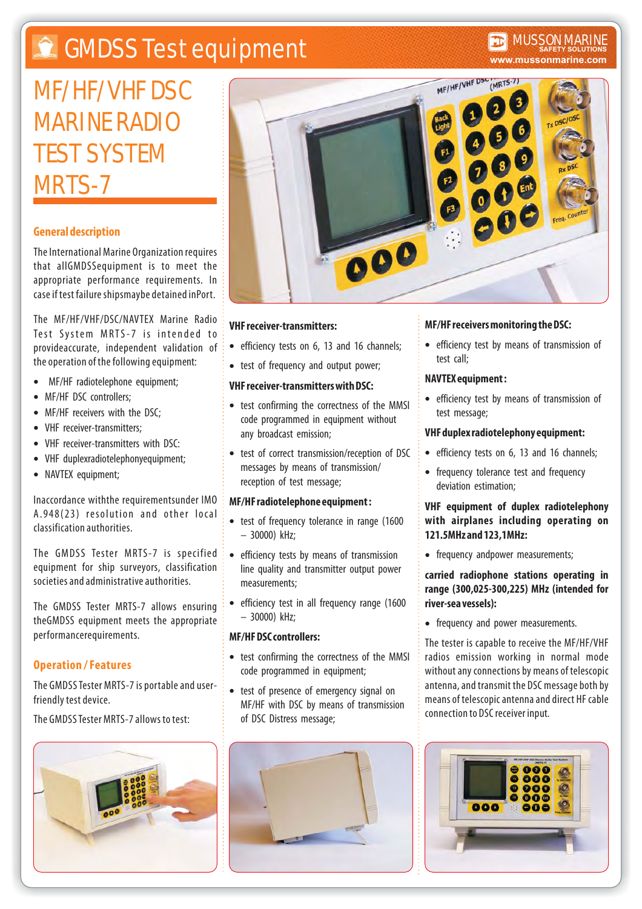# GMDSS Test equipment

MUSSON MARINE
SAFETY SOLUTIONS
www.mussonmarine.com

# MF/HF/VHF DSC MARINE RADIO TEST SYSTEM MRTS-7

## General description

The International Marine Organization requires that all GMDSS equipment is to meet the appropriate performance requirements. In case if test failure ships may be detained in Port.

The MF/HF/VHF/DSC/NAVTEX Marine Radio Test System MRTS-7 is intended to provide accurate, independent validation of the operation of the following equipment:

- MF/HF radiotelephone equipment;
- MF/HF DSC controllers;
- MF/HF receivers with the DSC;
- VHF receiver-transmitters;
- VHF receiver-transmitters with DSC:
- VHF duplex radiotelephony equipment;
- NAVTEX equipment;

In accordance with the requirements under IMO A.948(23) resolution and other local classification authorities.

The GMDSS Tester MRTS-7 is specified equipment for ship surveyors, classification societies and administrative authorities.

The GMDSS Tester MRTS-7 allows ensuring the GMDSS equipment meets the appropriate performance requirements.

## Operation / Features

The GMDSS Tester MRTS-7 is portable and user-friendly test device.

The GMDSS Tester MRTS-7 allows to test:

**VHF receiver-transmitters:**

- efficiency tests on 6, 13 and 16 channels;
- test of frequency and output power;

**VHF receiver-transmitters with DSC:**

- test confirming the correctness of the MMSI code programmed in equipment without any broadcast emission;
- test of correct transmission/reception of DSC messages by means of transmission/ reception of test message;

**MF/HF radiotelephone equipment:**

- test of frequency tolerance in range (1600 – 30000) kHz;
- efficiency tests by means of transmission line quality and transmitter output power measurements;
- efficiency test in all frequency range (1600 – 30000) kHz;

**MF/HF DSC controllers:**

- test confirming the correctness of the MMSI code programmed in equipment;
- test of presence of emergency signal on MF/HF with DSC by means of transmission of DSC Distress message;

**MF/HF receivers monitoring the DSC:**

- efficiency test by means of transmission of test call;

**NAVTEX equipment:**

- efficiency test by means of transmission of test message;

**VHF duplex radiotelephony equipment:**

- efficiency tests on 6, 13 and 16 channels;
- frequency tolerance test and frequency deviation estimation;

**VHF equipment of duplex radiotelephony with airplanes including operating on 121.5MHz and 123,1MHz:**

- frequency and power measurements;

**carried radiophone stations operating in range (300,025-300,225) MHz (intended for river-sea vessels):**

- frequency and power measurements.

The tester is capable to receive the MF/HF/VHF radios emission working in normal mode without any connections by means of telescopic antenna, and transmit the DSC message both by means of telescopic antenna and direct HF cable connection to DSC receiver input.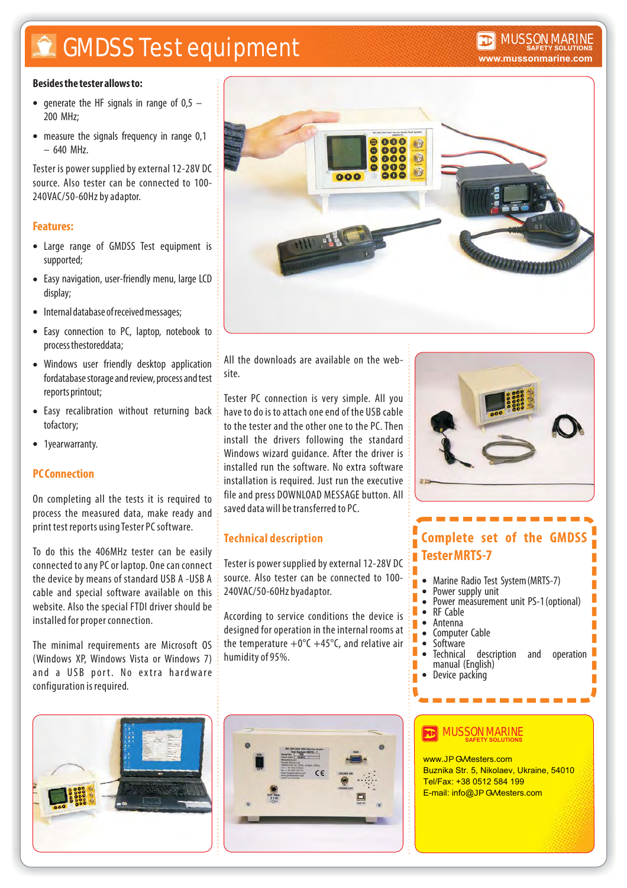# GMDSS Test equipment

MUSSON MARINE
SAFETY SOLUTIONS
www.mussonmarine.com

**Besides the tester allows to:**

- generate the HF signals in range of 0,5 – 200 MHz;
- measure the signals frequency in range 0,1 – 640 MHz.

Tester is power supplied by external 12-28V DC source. Also tester can be connected to 100-240VAC/50-60Hz by adaptor.

## Features:

- Large range of GMDSS Test equipment is supported;
- Easy navigation, user-friendly menu, large LCD display;
- Internal database of received messages;
- Easy connection to PC, laptop, notebook to process the stored data;
- Windows user friendly desktop application for database storage and review, process and test reports printout;
- Easy recalibration without returning back to factory;
- 1 year warranty.

## PC Connection

On completing all the tests it is required to process the measured data, make ready and print test reports using Tester PC software.

To do this the 406MHz tester can be easily connected to any PC or laptop. One can connect the device by means of standard USB A -USB A cable and special software available on this website. Also the special FTDI driver should be installed for proper connection.

The minimal requirements are Microsoft OS (Windows XP, Windows Vista or Windows 7) and a USB port. No extra hardware configuration is required.

All the downloads are available on the web-site.

Tester PC connection is very simple. All you have to do is to attach one end of the USB cable to the tester and the other one to the PC. Then install the drivers following the standard Windows wizard guidance. After the driver is installed run the software. No extra software installation is required. Just run the executive file and press DOWNLOAD MESSAGE button. All saved data will be transferred to PC.

## Technical description

Tester is power supplied by external 12-28V DC source. Also tester can be connected to 100-240VAC/50-60Hz by adaptor.

According to service conditions the device is designed for operation in the internal rooms at the temperature +0°C +45°C, and relative air humidity of 95%.

## Complete set of the GMDSS Tester MRTS-7

- Marine Radio Test System (MRTS-7)
- Power supply unit
- Power measurement unit PS-1 (optional)
- RF Cable
- Antenna
- Computer Cable
- Software
- Technical description and operation manual (English)
- Device packing

MUSSON MARINE
SAFETY SOLUTIONS

www.JPGMDtesters.com
Buznika Str. 5, Nikolaev, Ukraine, 54010
Tel/Fax: +38 0512 584 199
E-mail: info@JPGMDtesters.com